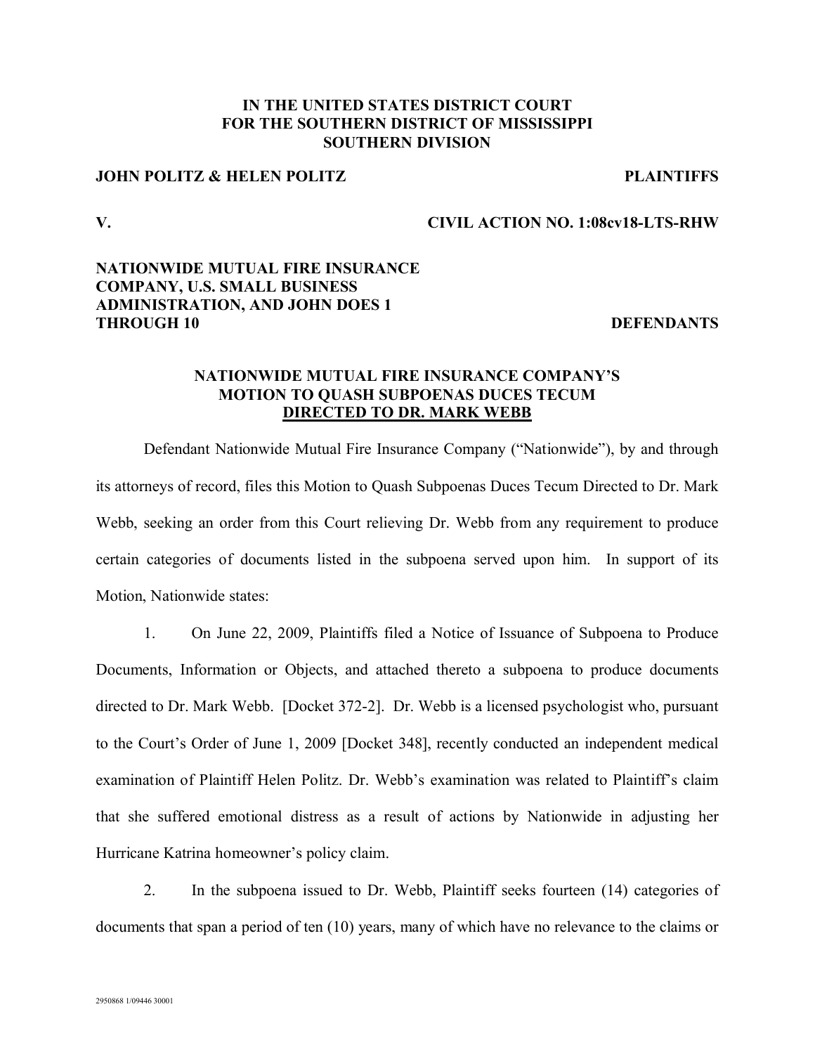**IN THE UNITED STATES DISTRICT COURT**
**FOR THE SOUTHERN DISTRICT OF MISSISSIPPI**
**SOUTHERN DIVISION**

**JOHN POLITZ & HELEN POLITZ** **PLAINTIFFS**

**V.** **CIVIL ACTION NO. 1:08cv18-LTS-RHW**

**NATIONWIDE MUTUAL FIRE INSURANCE COMPANY, U.S. SMALL BUSINESS ADMINISTRATION, AND JOHN DOES 1 THROUGH 10** **DEFENDANTS**

**NATIONWIDE MUTUAL FIRE INSURANCE COMPANY'S MOTION TO QUASH SUBPOENAS DUCES TECUM DIRECTED TO DR. MARK WEBB**

Defendant Nationwide Mutual Fire Insurance Company ("Nationwide"), by and through its attorneys of record, files this Motion to Quash Subpoenas Duces Tecum Directed to Dr. Mark Webb, seeking an order from this Court relieving Dr. Webb from any requirement to produce certain categories of documents listed in the subpoena served upon him. In support of its Motion, Nationwide states:

1. On June 22, 2009, Plaintiffs filed a Notice of Issuance of Subpoena to Produce Documents, Information or Objects, and attached thereto a subpoena to produce documents directed to Dr. Mark Webb. [Docket 372-2]. Dr. Webb is a licensed psychologist who, pursuant to the Court's Order of June 1, 2009 [Docket 348], recently conducted an independent medical examination of Plaintiff Helen Politz. Dr. Webb's examination was related to Plaintiff's claim that she suffered emotional distress as a result of actions by Nationwide in adjusting her Hurricane Katrina homeowner's policy claim.

2. In the subpoena issued to Dr. Webb, Plaintiff seeks fourteen (14) categories of documents that span a period of ten (10) years, many of which have no relevance to the claims or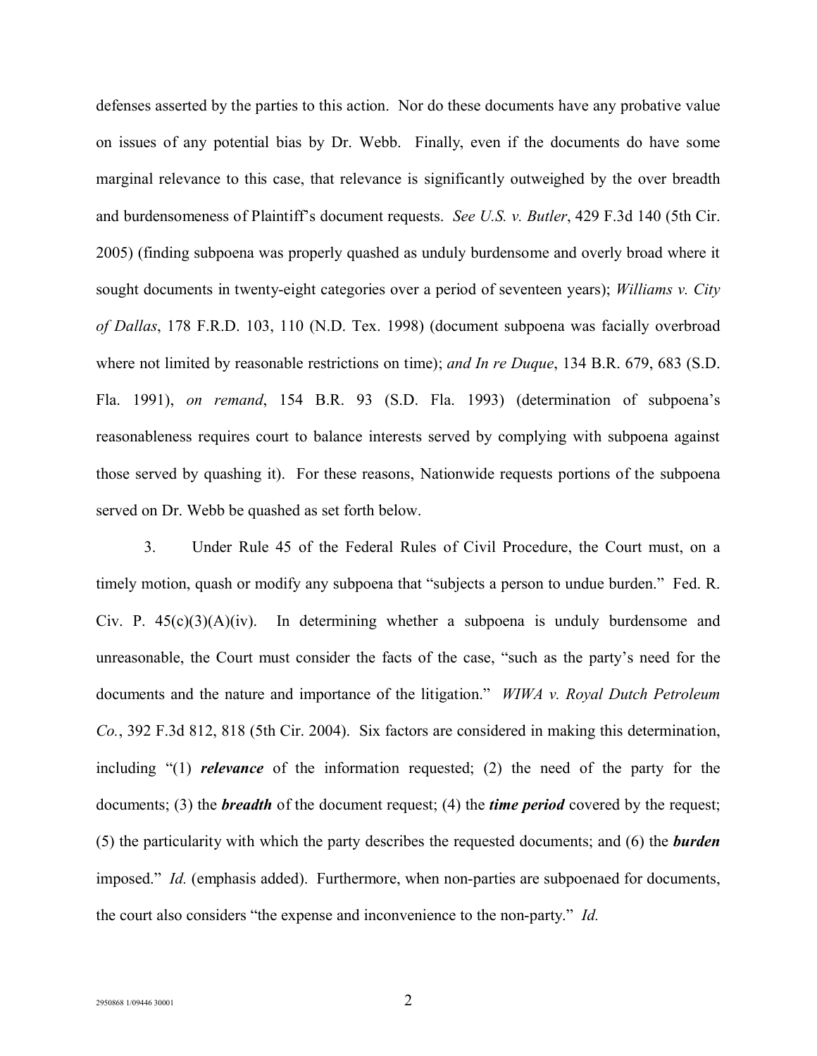defenses asserted by the parties to this action. Nor do these documents have any probative value on issues of any potential bias by Dr. Webb. Finally, even if the documents do have some marginal relevance to this case, that relevance is significantly outweighed by the over breadth and burdensomeness of Plaintiff's document requests. *See U.S. v. Butler*, 429 F.3d 140 (5th Cir. 2005) (finding subpoena was properly quashed as unduly burdensome and overly broad where it sought documents in twenty-eight categories over a period of seventeen years); *Williams v. City of Dallas*, 178 F.R.D. 103, 110 (N.D. Tex. 1998) (document subpoena was facially overbroad where not limited by reasonable restrictions on time); *and In re Duque*, 134 B.R. 679, 683 (S.D. Fla. 1991), *on remand*, 154 B.R. 93 (S.D. Fla. 1993) (determination of subpoena's reasonableness requires court to balance interests served by complying with subpoena against those served by quashing it). For these reasons, Nationwide requests portions of the subpoena served on Dr. Webb be quashed as set forth below.

3. Under Rule 45 of the Federal Rules of Civil Procedure, the Court must, on a timely motion, quash or modify any subpoena that "subjects a person to undue burden." Fed. R. Civ. P. 45(c)(3)(A)(iv). In determining whether a subpoena is unduly burdensome and unreasonable, the Court must consider the facts of the case, "such as the party's need for the documents and the nature and importance of the litigation." *WIWA v. Royal Dutch Petroleum Co.*, 392 F.3d 812, 818 (5th Cir. 2004). Six factors are considered in making this determination, including "(1) ***relevance*** of the information requested; (2) the need of the party for the documents; (3) the ***breadth*** of the document request; (4) the ***time period*** covered by the request; (5) the particularity with which the party describes the requested documents; and (6) the ***burden*** imposed." *Id.* (emphasis added). Furthermore, when non-parties are subpoenaed for documents, the court also considers "the expense and inconvenience to the non-party." *Id.*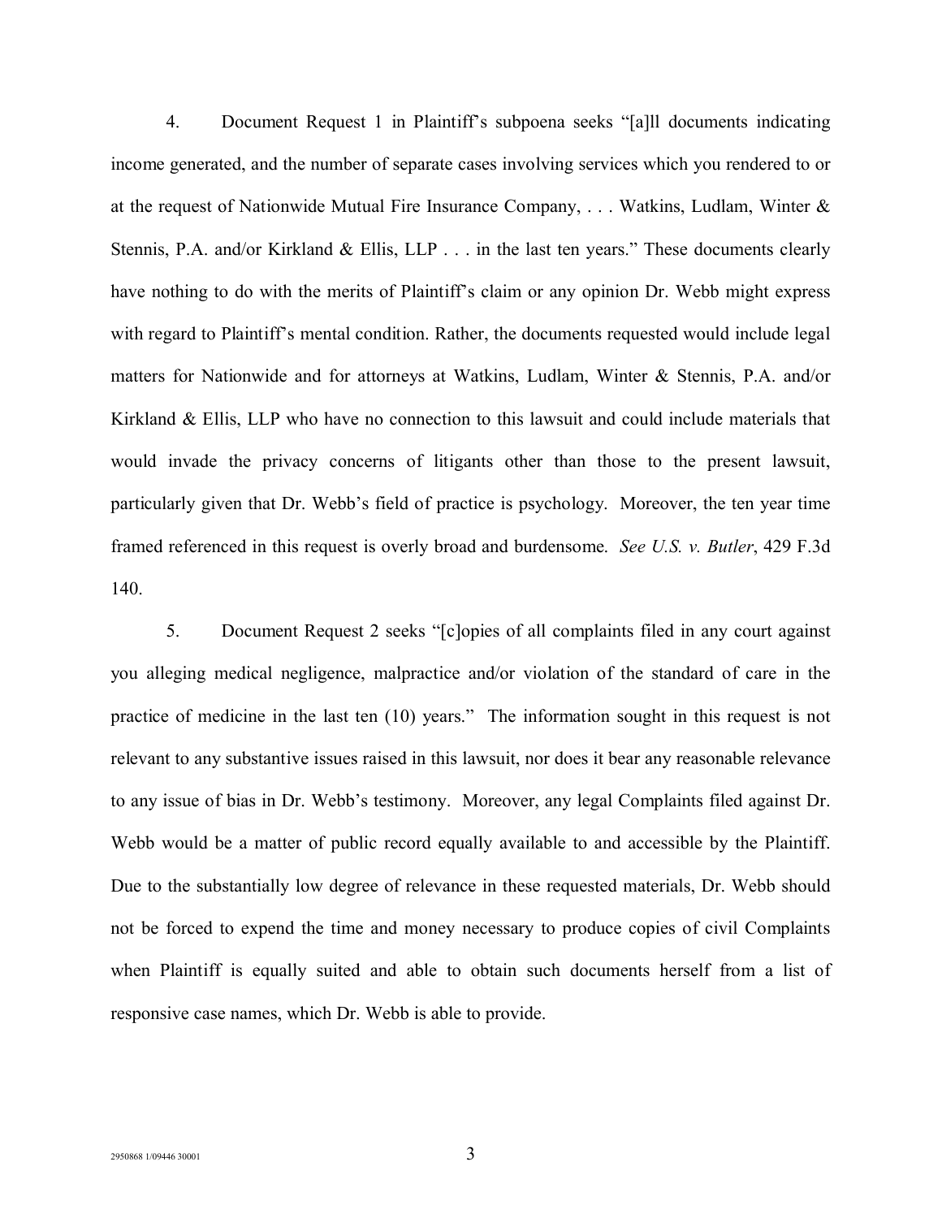4. Document Request 1 in Plaintiff's subpoena seeks "[a]ll documents indicating income generated, and the number of separate cases involving services which you rendered to or at the request of Nationwide Mutual Fire Insurance Company, . . . Watkins, Ludlam, Winter & Stennis, P.A. and/or Kirkland & Ellis, LLP . . . in the last ten years." These documents clearly have nothing to do with the merits of Plaintiff's claim or any opinion Dr. Webb might express with regard to Plaintiff's mental condition. Rather, the documents requested would include legal matters for Nationwide and for attorneys at Watkins, Ludlam, Winter & Stennis, P.A. and/or Kirkland & Ellis, LLP who have no connection to this lawsuit and could include materials that would invade the privacy concerns of litigants other than those to the present lawsuit, particularly given that Dr. Webb's field of practice is psychology. Moreover, the ten year time framed referenced in this request is overly broad and burdensome. *See U.S. v. Butler*, 429 F.3d 140.

5. Document Request 2 seeks "[c]opies of all complaints filed in any court against you alleging medical negligence, malpractice and/or violation of the standard of care in the practice of medicine in the last ten (10) years." The information sought in this request is not relevant to any substantive issues raised in this lawsuit, nor does it bear any reasonable relevance to any issue of bias in Dr. Webb's testimony. Moreover, any legal Complaints filed against Dr. Webb would be a matter of public record equally available to and accessible by the Plaintiff. Due to the substantially low degree of relevance in these requested materials, Dr. Webb should not be forced to expend the time and money necessary to produce copies of civil Complaints when Plaintiff is equally suited and able to obtain such documents herself from a list of responsive case names, which Dr. Webb is able to provide.

2950868 1/09446 30001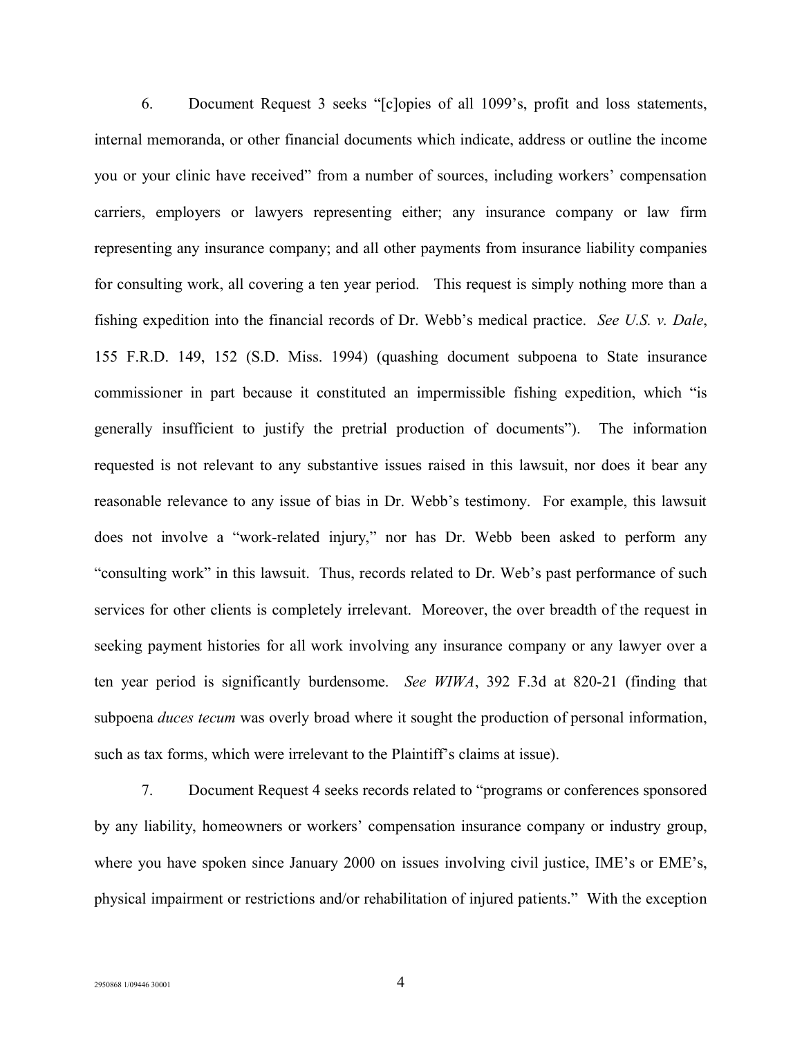6. Document Request 3 seeks "[c]opies of all 1099's, profit and loss statements, internal memoranda, or other financial documents which indicate, address or outline the income you or your clinic have received" from a number of sources, including workers' compensation carriers, employers or lawyers representing either; any insurance company or law firm representing any insurance company; and all other payments from insurance liability companies for consulting work, all covering a ten year period. This request is simply nothing more than a fishing expedition into the financial records of Dr. Webb's medical practice. *See U.S. v. Dale*, 155 F.R.D. 149, 152 (S.D. Miss. 1994) (quashing document subpoena to State insurance commissioner in part because it constituted an impermissible fishing expedition, which "is generally insufficient to justify the pretrial production of documents"). The information requested is not relevant to any substantive issues raised in this lawsuit, nor does it bear any reasonable relevance to any issue of bias in Dr. Webb's testimony. For example, this lawsuit does not involve a "work-related injury," nor has Dr. Webb been asked to perform any "consulting work" in this lawsuit. Thus, records related to Dr. Web's past performance of such services for other clients is completely irrelevant. Moreover, the over breadth of the request in seeking payment histories for all work involving any insurance company or any lawyer over a ten year period is significantly burdensome. *See WIWA*, 392 F.3d at 820-21 (finding that subpoena *duces tecum* was overly broad where it sought the production of personal information, such as tax forms, which were irrelevant to the Plaintiff's claims at issue).

7. Document Request 4 seeks records related to "programs or conferences sponsored by any liability, homeowners or workers' compensation insurance company or industry group, where you have spoken since January 2000 on issues involving civil justice, IME's or EME's, physical impairment or restrictions and/or rehabilitation of injured patients." With the exception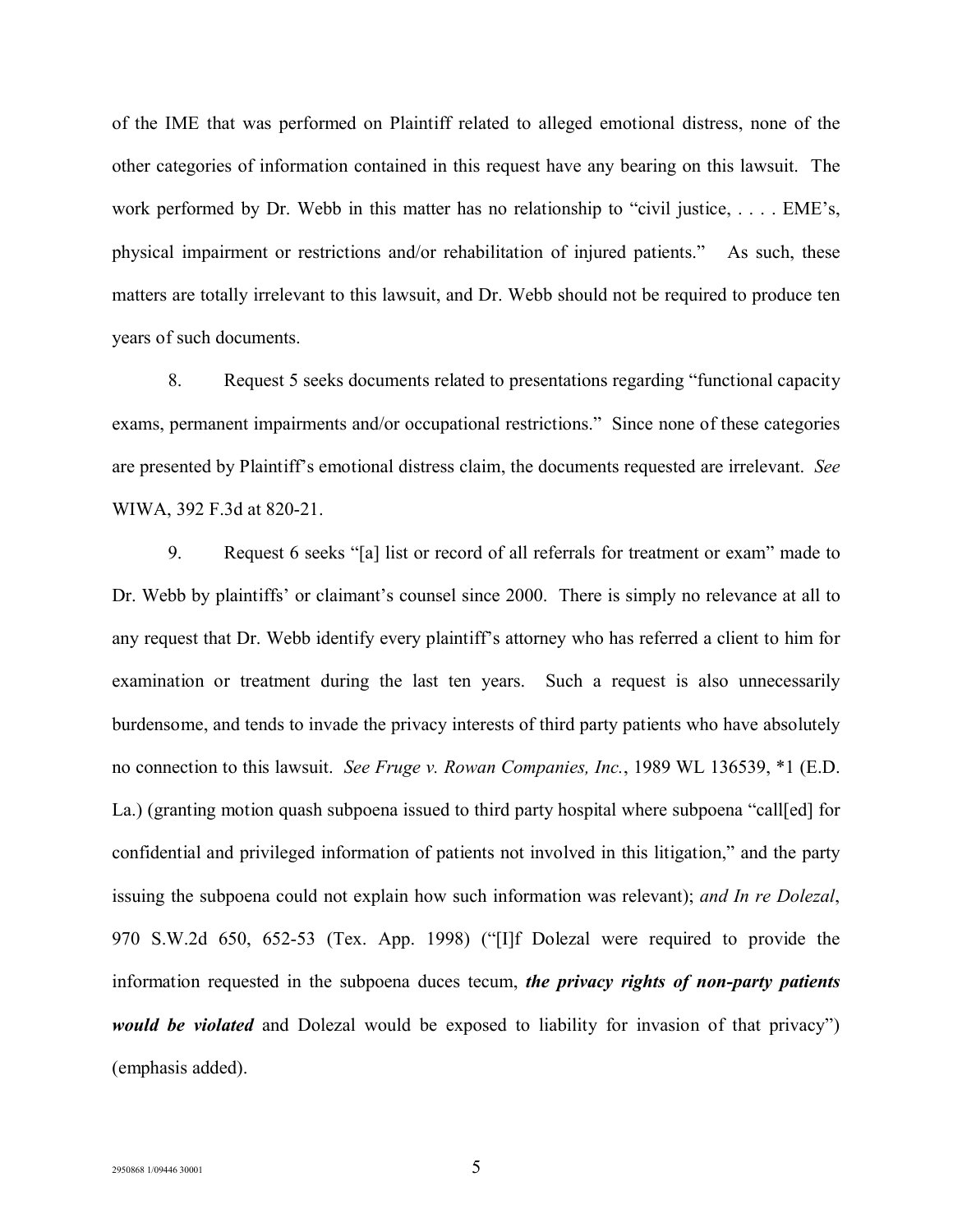of the IME that was performed on Plaintiff related to alleged emotional distress, none of the other categories of information contained in this request have any bearing on this lawsuit. The work performed by Dr. Webb in this matter has no relationship to "civil justice, . . . . EME's, physical impairment or restrictions and/or rehabilitation of injured patients." As such, these matters are totally irrelevant to this lawsuit, and Dr. Webb should not be required to produce ten years of such documents.

8. Request 5 seeks documents related to presentations regarding "functional capacity exams, permanent impairments and/or occupational restrictions." Since none of these categories are presented by Plaintiff's emotional distress claim, the documents requested are irrelevant. *See* WIWA, 392 F.3d at 820-21.

9. Request 6 seeks "[a] list or record of all referrals for treatment or exam" made to Dr. Webb by plaintiffs' or claimant's counsel since 2000. There is simply no relevance at all to any request that Dr. Webb identify every plaintiff's attorney who has referred a client to him for examination or treatment during the last ten years. Such a request is also unnecessarily burdensome, and tends to invade the privacy interests of third party patients who have absolutely no connection to this lawsuit. *See Fruge v. Rowan Companies, Inc.*, 1989 WL 136539, \*1 (E.D. La.) (granting motion quash subpoena issued to third party hospital where subpoena "call[ed] for confidential and privileged information of patients not involved in this litigation," and the party issuing the subpoena could not explain how such information was relevant); *and In re Dolezal*, 970 S.W.2d 650, 652-53 (Tex. App. 1998) ("[I]f Dolezal were required to provide the information requested in the subpoena duces tecum, ***the privacy rights of non-party patients would be violated*** and Dolezal would be exposed to liability for invasion of that privacy") (emphasis added).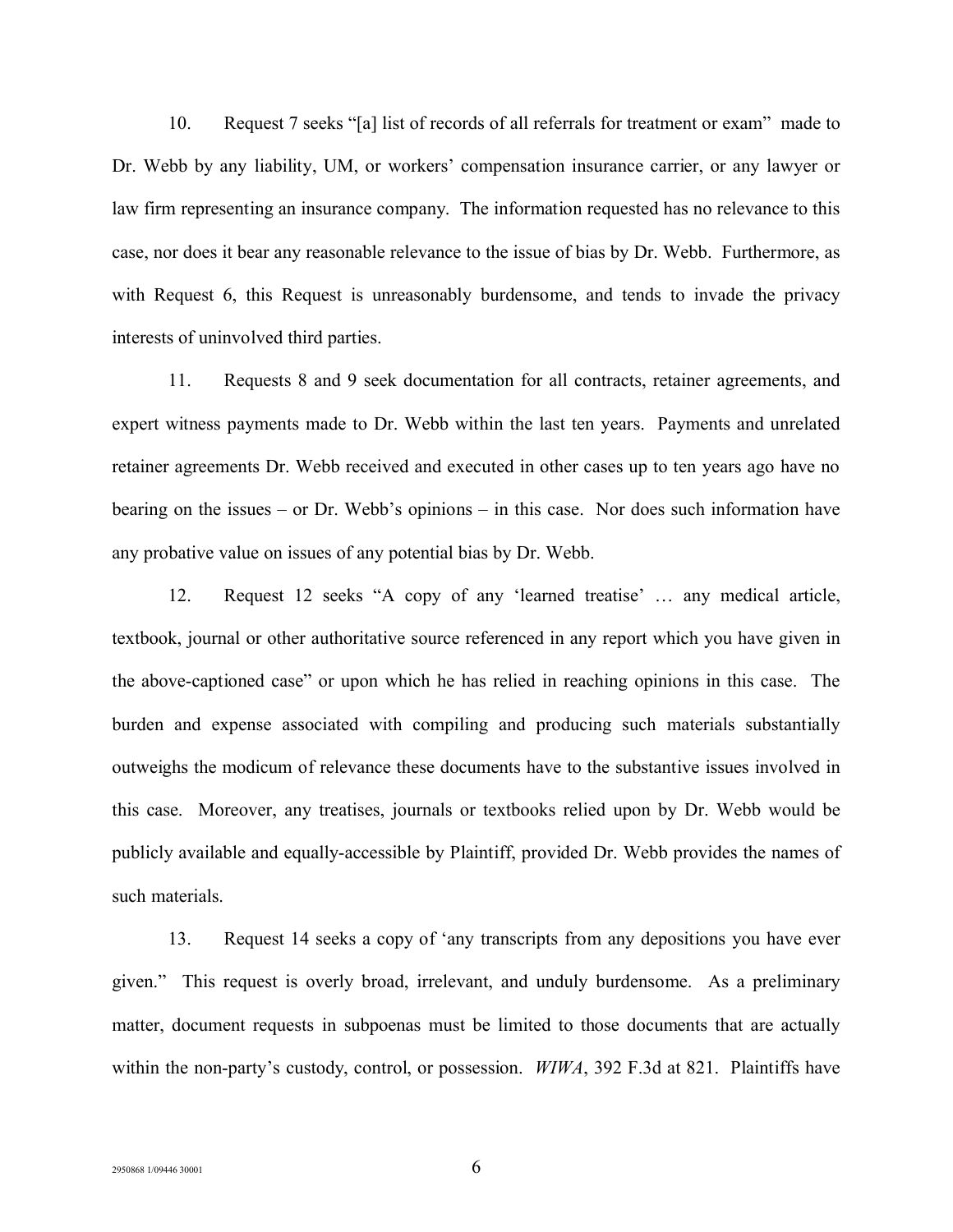10. Request 7 seeks "[a] list of records of all referrals for treatment or exam" made to Dr. Webb by any liability, UM, or workers' compensation insurance carrier, or any lawyer or law firm representing an insurance company. The information requested has no relevance to this case, nor does it bear any reasonable relevance to the issue of bias by Dr. Webb. Furthermore, as with Request 6, this Request is unreasonably burdensome, and tends to invade the privacy interests of uninvolved third parties.

11. Requests 8 and 9 seek documentation for all contracts, retainer agreements, and expert witness payments made to Dr. Webb within the last ten years. Payments and unrelated retainer agreements Dr. Webb received and executed in other cases up to ten years ago have no bearing on the issues – or Dr. Webb's opinions – in this case. Nor does such information have any probative value on issues of any potential bias by Dr. Webb.

12. Request 12 seeks "A copy of any 'learned treatise' … any medical article, textbook, journal or other authoritative source referenced in any report which you have given in the above-captioned case" or upon which he has relied in reaching opinions in this case. The burden and expense associated with compiling and producing such materials substantially outweighs the modicum of relevance these documents have to the substantive issues involved in this case. Moreover, any treatises, journals or textbooks relied upon by Dr. Webb would be publicly available and equally-accessible by Plaintiff, provided Dr. Webb provides the names of such materials.

13. Request 14 seeks a copy of 'any transcripts from any depositions you have ever given." This request is overly broad, irrelevant, and unduly burdensome. As a preliminary matter, document requests in subpoenas must be limited to those documents that are actually within the non-party's custody, control, or possession. *WIWA*, 392 F.3d at 821. Plaintiffs have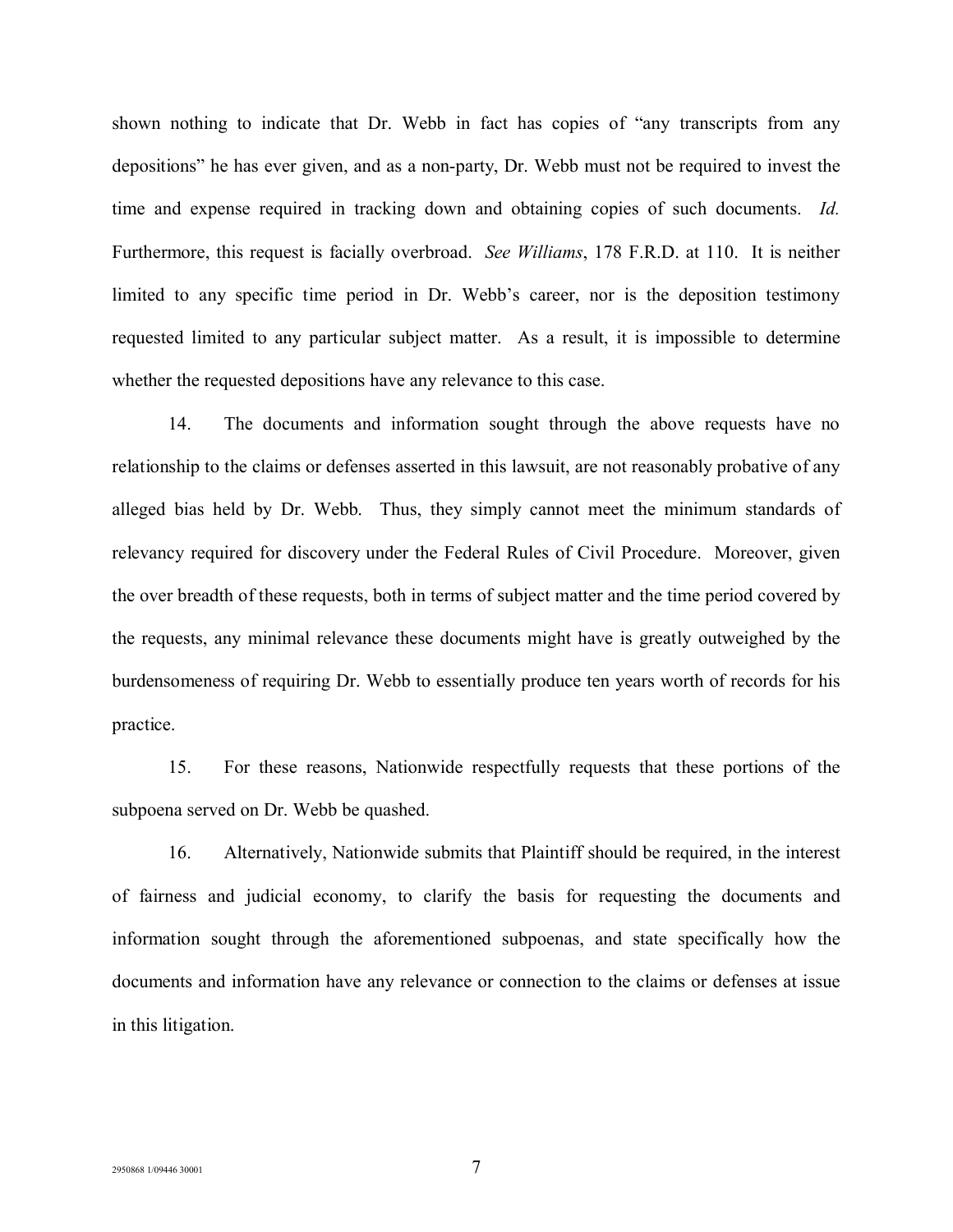shown nothing to indicate that Dr. Webb in fact has copies of "any transcripts from any depositions" he has ever given, and as a non-party, Dr. Webb must not be required to invest the time and expense required in tracking down and obtaining copies of such documents. *Id.* Furthermore, this request is facially overbroad. *See Williams*, 178 F.R.D. at 110. It is neither limited to any specific time period in Dr. Webb's career, nor is the deposition testimony requested limited to any particular subject matter. As a result, it is impossible to determine whether the requested depositions have any relevance to this case.

14. The documents and information sought through the above requests have no relationship to the claims or defenses asserted in this lawsuit, are not reasonably probative of any alleged bias held by Dr. Webb. Thus, they simply cannot meet the minimum standards of relevancy required for discovery under the Federal Rules of Civil Procedure. Moreover, given the over breadth of these requests, both in terms of subject matter and the time period covered by the requests, any minimal relevance these documents might have is greatly outweighed by the burdensomeness of requiring Dr. Webb to essentially produce ten years worth of records for his practice.

15. For these reasons, Nationwide respectfully requests that these portions of the subpoena served on Dr. Webb be quashed.

16. Alternatively, Nationwide submits that Plaintiff should be required, in the interest of fairness and judicial economy, to clarify the basis for requesting the documents and information sought through the aforementioned subpoenas, and state specifically how the documents and information have any relevance or connection to the claims or defenses at issue in this litigation.

2950868 1/09446 30001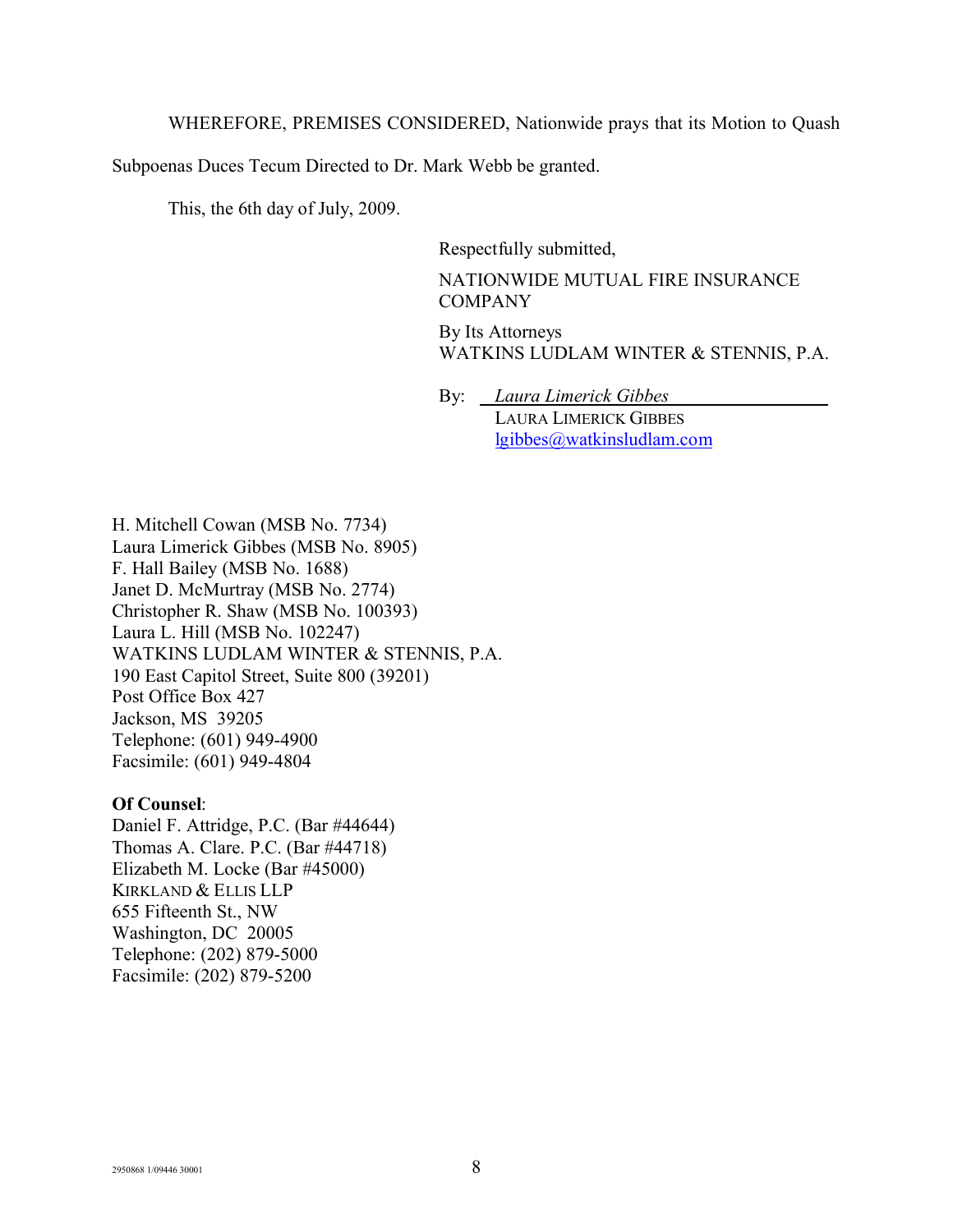WHEREFORE, PREMISES CONSIDERED, Nationwide prays that its Motion to Quash Subpoenas Duces Tecum Directed to Dr. Mark Webb be granted.

This, the 6th day of July, 2009.

Respectfully submitted,

NATIONWIDE MUTUAL FIRE INSURANCE COMPANY

By Its Attorneys
WATKINS LUDLAM WINTER & STENNIS, P.A.

By: *Laura Limerick Gibbes*
LAURA LIMERICK GIBBES
lgibbes@watkinsludlam.com

H. Mitchell Cowan (MSB No. 7734)
Laura Limerick Gibbes (MSB No. 8905)
F. Hall Bailey (MSB No. 1688)
Janet D. McMurtray (MSB No. 2774)
Christopher R. Shaw (MSB No. 100393)
Laura L. Hill (MSB No. 102247)
WATKINS LUDLAM WINTER & STENNIS, P.A.
190 East Capitol Street, Suite 800 (39201)
Post Office Box 427
Jackson, MS 39205
Telephone: (601) 949-4900
Facsimile: (601) 949-4804

**Of Counsel**:
Daniel F. Attridge, P.C. (Bar #44644)
Thomas A. Clare. P.C. (Bar #44718)
Elizabeth M. Locke (Bar #45000)
KIRKLAND & ELLIS LLP
655 Fifteenth St., NW
Washington, DC 20005
Telephone: (202) 879-5000
Facsimile: (202) 879-5200

2950868 1/09446 30001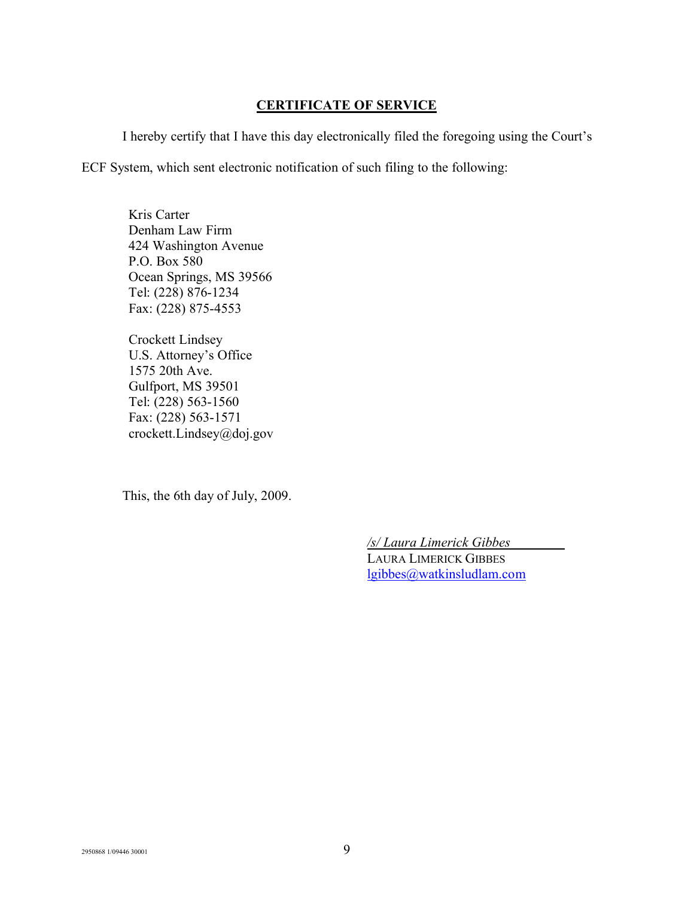## CERTIFICATE OF SERVICE

I hereby certify that I have this day electronically filed the foregoing using the Court's ECF System, which sent electronic notification of such filing to the following:

Kris Carter
Denham Law Firm
424 Washington Avenue
P.O. Box 580
Ocean Springs, MS 39566
Tel: (228) 876-1234
Fax: (228) 875-4553

Crockett Lindsey
U.S. Attorney's Office
1575 20th Ave.
Gulfport, MS 39501
Tel: (228) 563-1560
Fax: (228) 563-1571
crockett.Lindsey@doj.gov

This, the 6th day of July, 2009.

*/s/ Laura Limerick Gibbes*
LAURA LIMERICK GIBBES
lgibbes@watkinsludlam.com

2950868 1/09446 30001